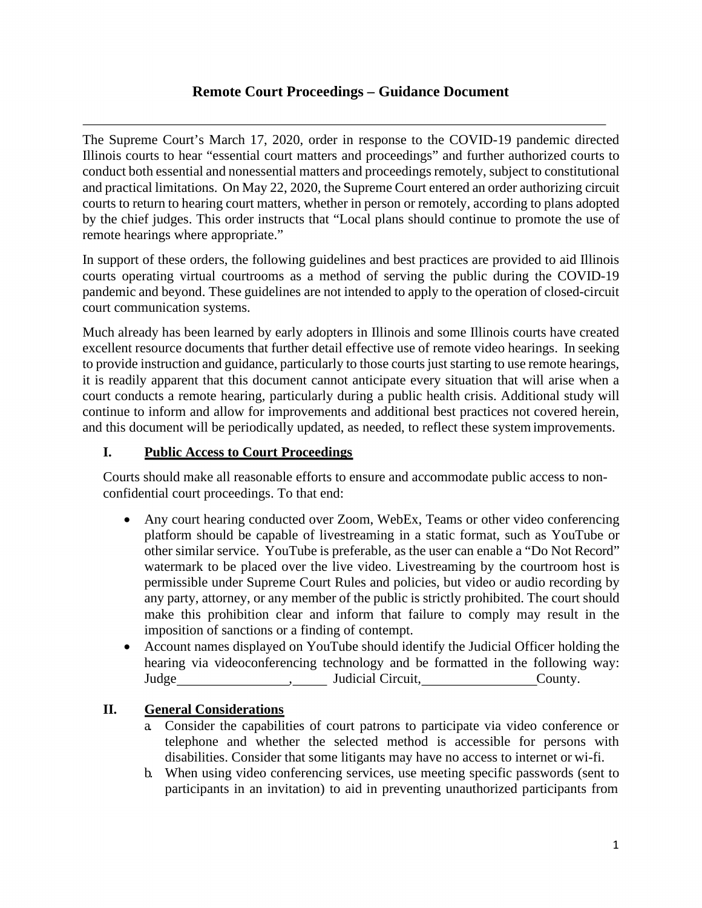# Remote Court Proceedings – Guidance Document

---

The Supreme Court's March 17, 2020, order in response to the COVID-19 pandemic directed Illinois courts to hear "essential court matters and proceedings" and further authorized courts to conduct both essential and nonessential matters and proceedings remotely, subject to constitutional and practical limitations. On May 22, 2020, the Supreme Court entered an order authorizing circuit courts to return to hearing court matters, whether in person or remotely, according to plans adopted by the chief judges. This order instructs that "Local plans should continue to promote the use of remote hearings where appropriate."

In support of these orders, the following guidelines and best practices are provided to aid Illinois courts operating virtual courtrooms as a method of serving the public during the COVID-19 pandemic and beyond. These guidelines are not intended to apply to the operation of closed-circuit court communication systems.

Much already has been learned by early adopters in Illinois and some Illinois courts have created excellent resource documents that further detail effective use of remote video hearings. In seeking to provide instruction and guidance, particularly to those courts just starting to use remote hearings, it is readily apparent that this document cannot anticipate every situation that will arise when a court conducts a remote hearing, particularly during a public health crisis. Additional study will continue to inform and allow for improvements and additional best practices not covered herein, and this document will be periodically updated, as needed, to reflect these system improvements.

## I. Public Access to Court Proceedings

Courts should make all reasonable efforts to ensure and accommodate public access to non-confidential court proceedings. To that end:

- Any court hearing conducted over Zoom, WebEx, Teams or other video conferencing platform should be capable of livestreaming in a static format, such as YouTube or other similar service. YouTube is preferable, as the user can enable a "Do Not Record" watermark to be placed over the live video. Livestreaming by the courtroom host is permissible under Supreme Court Rules and policies, but video or audio recording by any party, attorney, or any member of the public is strictly prohibited. The court should make this prohibition clear and inform that failure to comply may result in the imposition of sanctions or a finding of contempt.
- Account names displayed on YouTube should identify the Judicial Officer holding the hearing via videoconferencing technology and be formatted in the following way: Judge________________,_____ Judicial Circuit,________________County.

## II. General Considerations

a. Consider the capabilities of court patrons to participate via video conference or telephone and whether the selected method is accessible for persons with disabilities. Consider that some litigants may have no access to internet or wi-fi.

b. When using video conferencing services, use meeting specific passwords (sent to participants in an invitation) to aid in preventing unauthorized participants from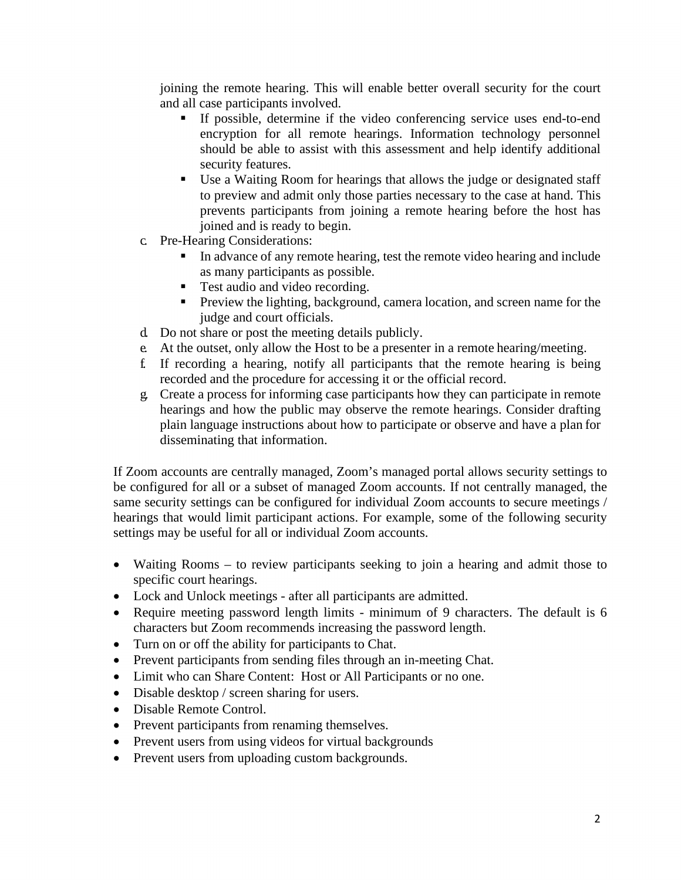joining the remote hearing. This will enable better overall security for the court and all case participants involved.

   - If possible, determine if the video conferencing service uses end-to-end encryption for all remote hearings. Information technology personnel should be able to assist with this assessment and help identify additional security features.
   - Use a Waiting Room for hearings that allows the judge or designated staff to preview and admit only those parties necessary to the case at hand. This prevents participants from joining a remote hearing before the host has joined and is ready to begin.

c. Pre-Hearing Considerations:
   - In advance of any remote hearing, test the remote video hearing and include as many participants as possible.
   - Test audio and video recording.
   - Preview the lighting, background, camera location, and screen name for the judge and court officials.

d. Do not share or post the meeting details publicly.

e. At the outset, only allow the Host to be a presenter in a remote hearing/meeting.

f. If recording a hearing, notify all participants that the remote hearing is being recorded and the procedure for accessing it or the official record.

g. Create a process for informing case participants how they can participate in remote hearings and how the public may observe the remote hearings. Consider drafting plain language instructions about how to participate or observe and have a plan for disseminating that information.

If Zoom accounts are centrally managed, Zoom's managed portal allows security settings to be configured for all or a subset of managed Zoom accounts. If not centrally managed, the same security settings can be configured for individual Zoom accounts to secure meetings / hearings that would limit participant actions. For example, some of the following security settings may be useful for all or individual Zoom accounts.

- Waiting Rooms – to review participants seeking to join a hearing and admit those to specific court hearings.
- Lock and Unlock meetings - after all participants are admitted.
- Require meeting password length limits - minimum of 9 characters. The default is 6 characters but Zoom recommends increasing the password length.
- Turn on or off the ability for participants to Chat.
- Prevent participants from sending files through an in-meeting Chat.
- Limit who can Share Content: Host or All Participants or no one.
- Disable desktop / screen sharing for users.
- Disable Remote Control.
- Prevent participants from renaming themselves.
- Prevent users from using videos for virtual backgrounds
- Prevent users from uploading custom backgrounds.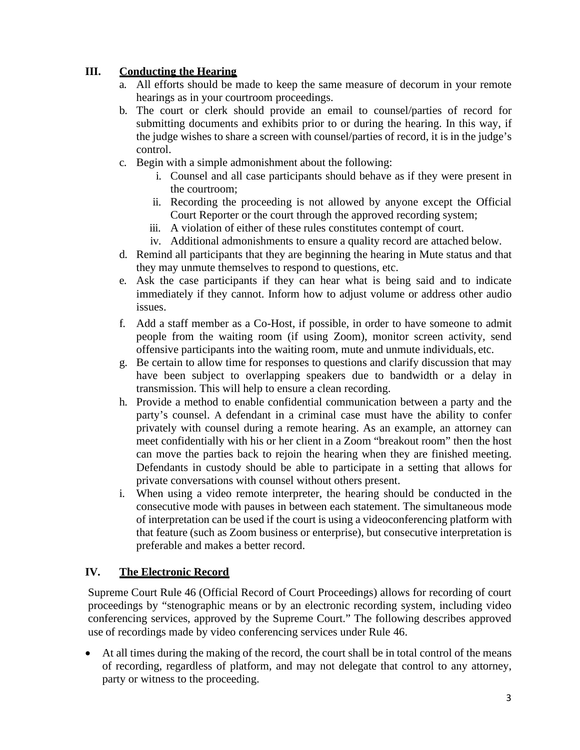## III. Conducting the Hearing

a. All efforts should be made to keep the same measure of decorum in your remote hearings as in your courtroom proceedings.

b. The court or clerk should provide an email to counsel/parties of record for submitting documents and exhibits prior to or during the hearing. In this way, if the judge wishes to share a screen with counsel/parties of record, it is in the judge's control.

c. Begin with a simple admonishment about the following:

   i. Counsel and all case participants should behave as if they were present in the courtroom;

   ii. Recording the proceeding is not allowed by anyone except the Official Court Reporter or the court through the approved recording system;

   iii. A violation of either of these rules constitutes contempt of court.

   iv. Additional admonishments to ensure a quality record are attached below.

d. Remind all participants that they are beginning the hearing in Mute status and that they may unmute themselves to respond to questions, etc.

e. Ask the case participants if they can hear what is being said and to indicate immediately if they cannot. Inform how to adjust volume or address other audio issues.

f. Add a staff member as a Co-Host, if possible, in order to have someone to admit people from the waiting room (if using Zoom), monitor screen activity, send offensive participants into the waiting room, mute and unmute individuals, etc.

g. Be certain to allow time for responses to questions and clarify discussion that may have been subject to overlapping speakers due to bandwidth or a delay in transmission. This will help to ensure a clean recording.

h. Provide a method to enable confidential communication between a party and the party's counsel. A defendant in a criminal case must have the ability to confer privately with counsel during a remote hearing. As an example, an attorney can meet confidentially with his or her client in a Zoom "breakout room" then the host can move the parties back to rejoin the hearing when they are finished meeting. Defendants in custody should be able to participate in a setting that allows for private conversations with counsel without others present.

i. When using a video remote interpreter, the hearing should be conducted in the consecutive mode with pauses in between each statement. The simultaneous mode of interpretation can be used if the court is using a videoconferencing platform with that feature (such as Zoom business or enterprise), but consecutive interpretation is preferable and makes a better record.

## IV. The Electronic Record

Supreme Court Rule 46 (Official Record of Court Proceedings) allows for recording of court proceedings by "stenographic means or by an electronic recording system, including video conferencing services, approved by the Supreme Court." The following describes approved use of recordings made by video conferencing services under Rule 46.

- At all times during the making of the record, the court shall be in total control of the means of recording, regardless of platform, and may not delegate that control to any attorney, party or witness to the proceeding.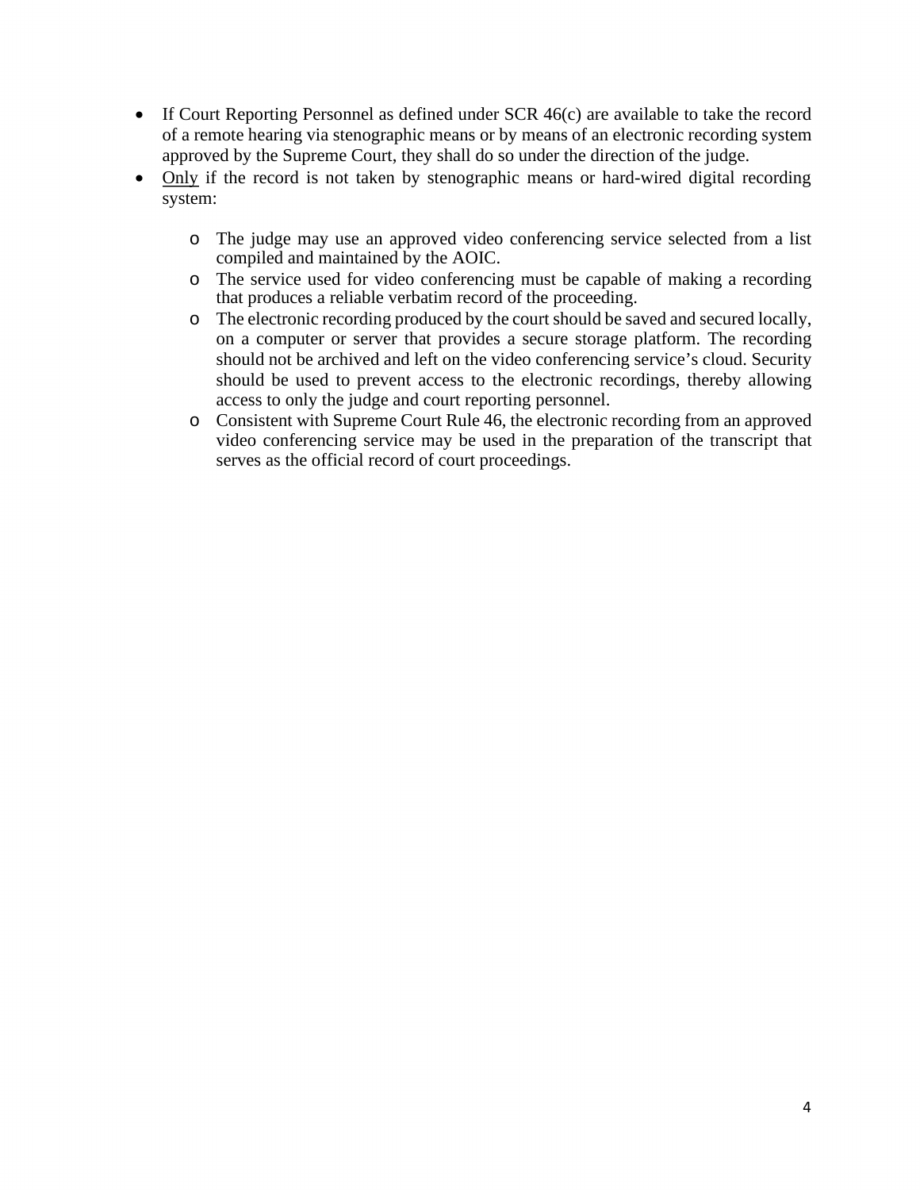- If Court Reporting Personnel as defined under SCR 46(c) are available to take the record of a remote hearing via stenographic means or by means of an electronic recording system approved by the Supreme Court, they shall do so under the direction of the judge.
- <u>Only</u> if the record is not taken by stenographic means or hard-wired digital recording system:
    - The judge may use an approved video conferencing service selected from a list compiled and maintained by the AOIC.
    - The service used for video conferencing must be capable of making a recording that produces a reliable verbatim record of the proceeding.
    - The electronic recording produced by the court should be saved and secured locally, on a computer or server that provides a secure storage platform. The recording should not be archived and left on the video conferencing service's cloud. Security should be used to prevent access to the electronic recordings, thereby allowing access to only the judge and court reporting personnel.
    - Consistent with Supreme Court Rule 46, the electronic recording from an approved video conferencing service may be used in the preparation of the transcript that serves as the official record of court proceedings.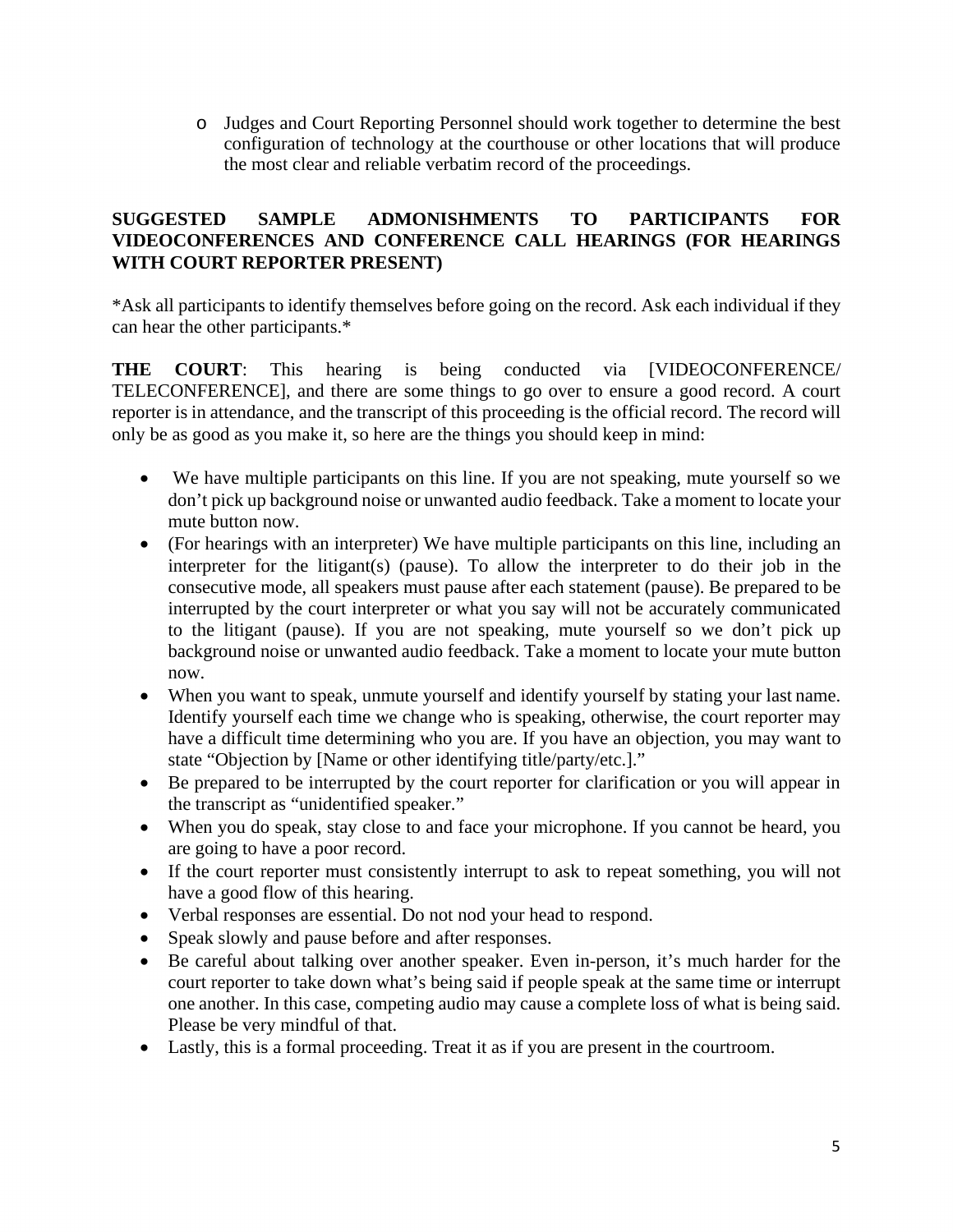- Judges and Court Reporting Personnel should work together to determine the best configuration of technology at the courthouse or other locations that will produce the most clear and reliable verbatim record of the proceedings.

**SUGGESTED SAMPLE ADMONISHMENTS TO PARTICIPANTS FOR VIDEOCONFERENCES AND CONFERENCE CALL HEARINGS (FOR HEARINGS WITH COURT REPORTER PRESENT)**

*Ask all participants to identify themselves before going on the record. Ask each individual if they can hear the other participants.*

**THE COURT**: This hearing is being conducted via [VIDEOCONFERENCE/ TELECONFERENCE], and there are some things to go over to ensure a good record. A court reporter is in attendance, and the transcript of this proceeding is the official record. The record will only be as good as you make it, so here are the things you should keep in mind:

- We have multiple participants on this line. If you are not speaking, mute yourself so we don't pick up background noise or unwanted audio feedback. Take a moment to locate your mute button now.
- (For hearings with an interpreter) We have multiple participants on this line, including an interpreter for the litigant(s) (pause). To allow the interpreter to do their job in the consecutive mode, all speakers must pause after each statement (pause). Be prepared to be interrupted by the court interpreter or what you say will not be accurately communicated to the litigant (pause). If you are not speaking, mute yourself so we don't pick up background noise or unwanted audio feedback. Take a moment to locate your mute button now.
- When you want to speak, unmute yourself and identify yourself by stating your last name. Identify yourself each time we change who is speaking, otherwise, the court reporter may have a difficult time determining who you are. If you have an objection, you may want to state "Objection by [Name or other identifying title/party/etc.]."
- Be prepared to be interrupted by the court reporter for clarification or you will appear in the transcript as "unidentified speaker."
- When you do speak, stay close to and face your microphone. If you cannot be heard, you are going to have a poor record.
- If the court reporter must consistently interrupt to ask to repeat something, you will not have a good flow of this hearing.
- Verbal responses are essential. Do not nod your head to respond.
- Speak slowly and pause before and after responses.
- Be careful about talking over another speaker. Even in-person, it's much harder for the court reporter to take down what's being said if people speak at the same time or interrupt one another. In this case, competing audio may cause a complete loss of what is being said. Please be very mindful of that.
- Lastly, this is a formal proceeding. Treat it as if you are present in the courtroom.